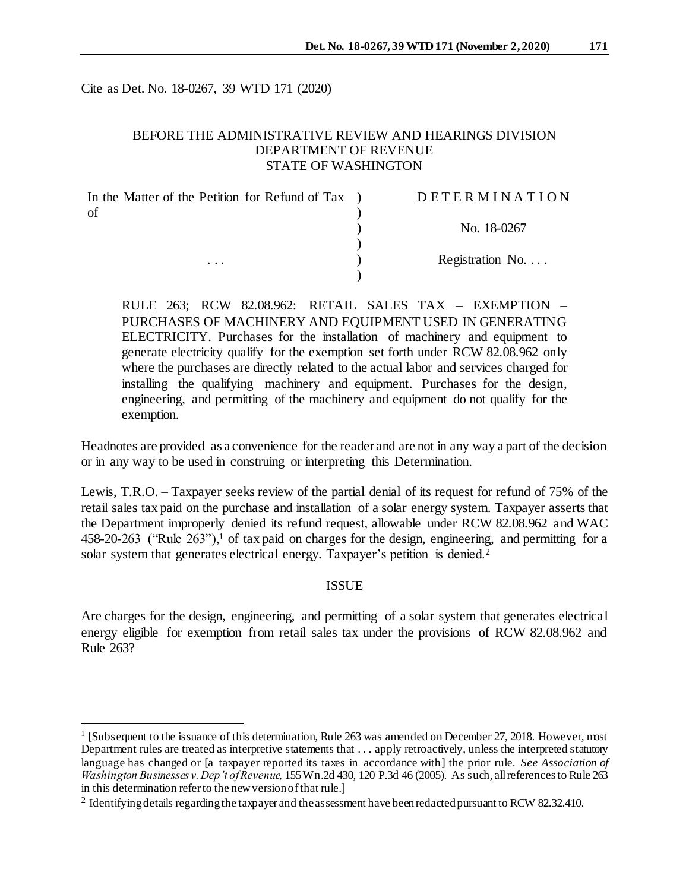Cite as Det. No. 18-0267, 39 WTD 171 (2020)

BEFORE THE ADMINISTRATIVE REVIEW AND HEARINGS DIVISION
DEPARTMENT OF REVENUE
STATE OF WASHINGTON

| | | |
|---|---|---|
| In the Matter of the Petition for Refund of Tax of | ) | D E T E R M I N A T I O N |
| | ) | |
| | ) | No. 18-0267 |
| | ) | |
| . . . | ) | Registration No. . . . |
| | ) | |

RULE 263; RCW 82.08.962: RETAIL SALES TAX – EXEMPTION – PURCHASES OF MACHINERY AND EQUIPMENT USED IN GENERATING ELECTRICITY. Purchases for the installation of machinery and equipment to generate electricity qualify for the exemption set forth under RCW 82.08.962 only where the purchases are directly related to the actual labor and services charged for installing the qualifying machinery and equipment. Purchases for the design, engineering, and permitting of the machinery and equipment do not qualify for the exemption.

Headnotes are provided as a convenience for the reader and are not in any way a part of the decision or in any way to be used in construing or interpreting this Determination.

Lewis, T.R.O. – Taxpayer seeks review of the partial denial of its request for refund of 75% of the retail sales tax paid on the purchase and installation of a solar energy system. Taxpayer asserts that the Department improperly denied its refund request, allowable under RCW 82.08.962 and WAC 458-20-263 ("Rule 263"),[1] of tax paid on charges for the design, engineering, and permitting for a solar system that generates electrical energy. Taxpayer's petition is denied.[2]

## ISSUE

Are charges for the design, engineering, and permitting of a solar system that generates electrical energy eligible for exemption from retail sales tax under the provisions of RCW 82.08.962 and Rule 263?

---

[1] [Subsequent to the issuance of this determination, Rule 263 was amended on December 27, 2018. However, most Department rules are treated as interpretive statements that . . . apply retroactively, unless the interpreted statutory language has changed or [a taxpayer reported its taxes in accordance with] the prior rule. *See Association of Washington Businesses v. Dep't of Revenue,* 155 Wn.2d 430, 120 P.3d 46 (2005). As such, all references to Rule 263 in this determination refer to the new version of that rule.]

[2] Identifying details regarding the taxpayer and the assessment have been redacted pursuant to RCW 82.32.410.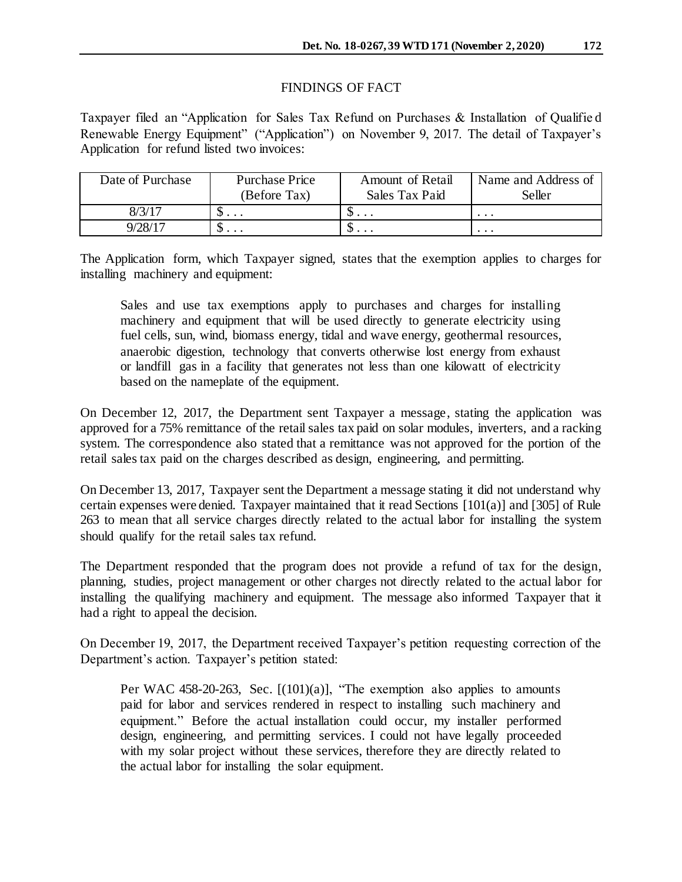## FINDINGS OF FACT

Taxpayer filed an "Application for Sales Tax Refund on Purchases & Installation of Qualified Renewable Energy Equipment" ("Application") on November 9, 2017. The detail of Taxpayer's Application for refund listed two invoices:

| Date of Purchase | Purchase Price (Before Tax) | Amount of Retail Sales Tax Paid | Name and Address of Seller |
|---|---|---|---|
| 8/3/17 | $ . . . | $ . . . | . . . |
| 9/28/17 | $ . . . | $ . . . | . . . |

The Application form, which Taxpayer signed, states that the exemption applies to charges for installing machinery and equipment:

> Sales and use tax exemptions apply to purchases and charges for installing machinery and equipment that will be used directly to generate electricity using fuel cells, sun, wind, biomass energy, tidal and wave energy, geothermal resources, anaerobic digestion, technology that converts otherwise lost energy from exhaust or landfill gas in a facility that generates not less than one kilowatt of electricity based on the nameplate of the equipment.

On December 12, 2017, the Department sent Taxpayer a message, stating the application was approved for a 75% remittance of the retail sales tax paid on solar modules, inverters, and a racking system. The correspondence also stated that a remittance was not approved for the portion of the retail sales tax paid on the charges described as design, engineering, and permitting.

On December 13, 2017, Taxpayer sent the Department a message stating it did not understand why certain expenses were denied. Taxpayer maintained that it read Sections [101(a)] and [305] of Rule 263 to mean that all service charges directly related to the actual labor for installing the system should qualify for the retail sales tax refund.

The Department responded that the program does not provide a refund of tax for the design, planning, studies, project management or other charges not directly related to the actual labor for installing the qualifying machinery and equipment. The message also informed Taxpayer that it had a right to appeal the decision.

On December 19, 2017, the Department received Taxpayer's petition requesting correction of the Department's action. Taxpayer's petition stated:

> Per WAC 458-20-263, Sec. [(101)(a)], "The exemption also applies to amounts paid for labor and services rendered in respect to installing such machinery and equipment." Before the actual installation could occur, my installer performed design, engineering, and permitting services. I could not have legally proceeded with my solar project without these services, therefore they are directly related to the actual labor for installing the solar equipment.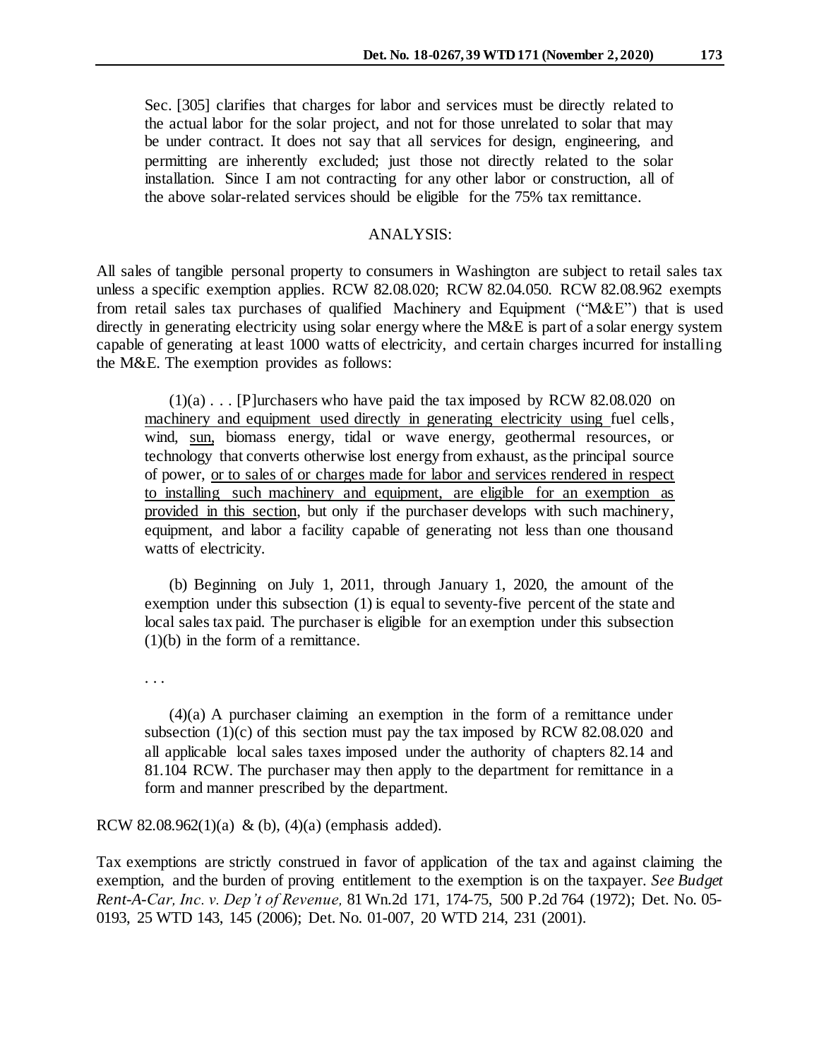> Sec. [305] clarifies that charges for labor and services must be directly related to the actual labor for the solar project, and not for those unrelated to solar that may be under contract. It does not say that all services for design, engineering, and permitting are inherently excluded; just those not directly related to the solar installation. Since I am not contracting for any other labor or construction, all of the above solar-related services should be eligible for the 75% tax remittance.

## ANALYSIS:

All sales of tangible personal property to consumers in Washington are subject to retail sales tax unless a specific exemption applies. RCW 82.08.020; RCW 82.04.050. RCW 82.08.962 exempts from retail sales tax purchases of qualified Machinery and Equipment ("M&E") that is used directly in generating electricity using solar energy where the M&E is part of a solar energy system capable of generating at least 1000 watts of electricity, and certain charges incurred for installing the M&E. The exemption provides as follows:

> (1)(a) . . . [P]urchasers who have paid the tax imposed by RCW 82.08.020 on <u>machinery and equipment used directly in generating electricity using</u> fuel cells, wind, <u>sun,</u> biomass energy, tidal or wave energy, geothermal resources, or technology that converts otherwise lost energy from exhaust, as the principal source of power, <u>or to sales of or charges made for labor and services rendered in respect to installing such machinery and equipment, are eligible for an exemption as provided in this section</u>, but only if the purchaser develops with such machinery, equipment, and labor a facility capable of generating not less than one thousand watts of electricity.
>
> (b) Beginning on July 1, 2011, through January 1, 2020, the amount of the exemption under this subsection (1) is equal to seventy-five percent of the state and local sales tax paid. The purchaser is eligible for an exemption under this subsection (1)(b) in the form of a remittance.
>
> . . .
>
> (4)(a) A purchaser claiming an exemption in the form of a remittance under subsection (1)(c) of this section must pay the tax imposed by RCW 82.08.020 and all applicable local sales taxes imposed under the authority of chapters 82.14 and 81.104 RCW. The purchaser may then apply to the department for remittance in a form and manner prescribed by the department.

RCW 82.08.962(1)(a) & (b), (4)(a) (emphasis added).

Tax exemptions are strictly construed in favor of application of the tax and against claiming the exemption, and the burden of proving entitlement to the exemption is on the taxpayer. *See Budget Rent-A-Car, Inc. v. Dep't of Revenue,* 81 Wn.2d 171, 174-75, 500 P.2d 764 (1972); Det. No. 05-0193, 25 WTD 143, 145 (2006); Det. No. 01-007, 20 WTD 214, 231 (2001).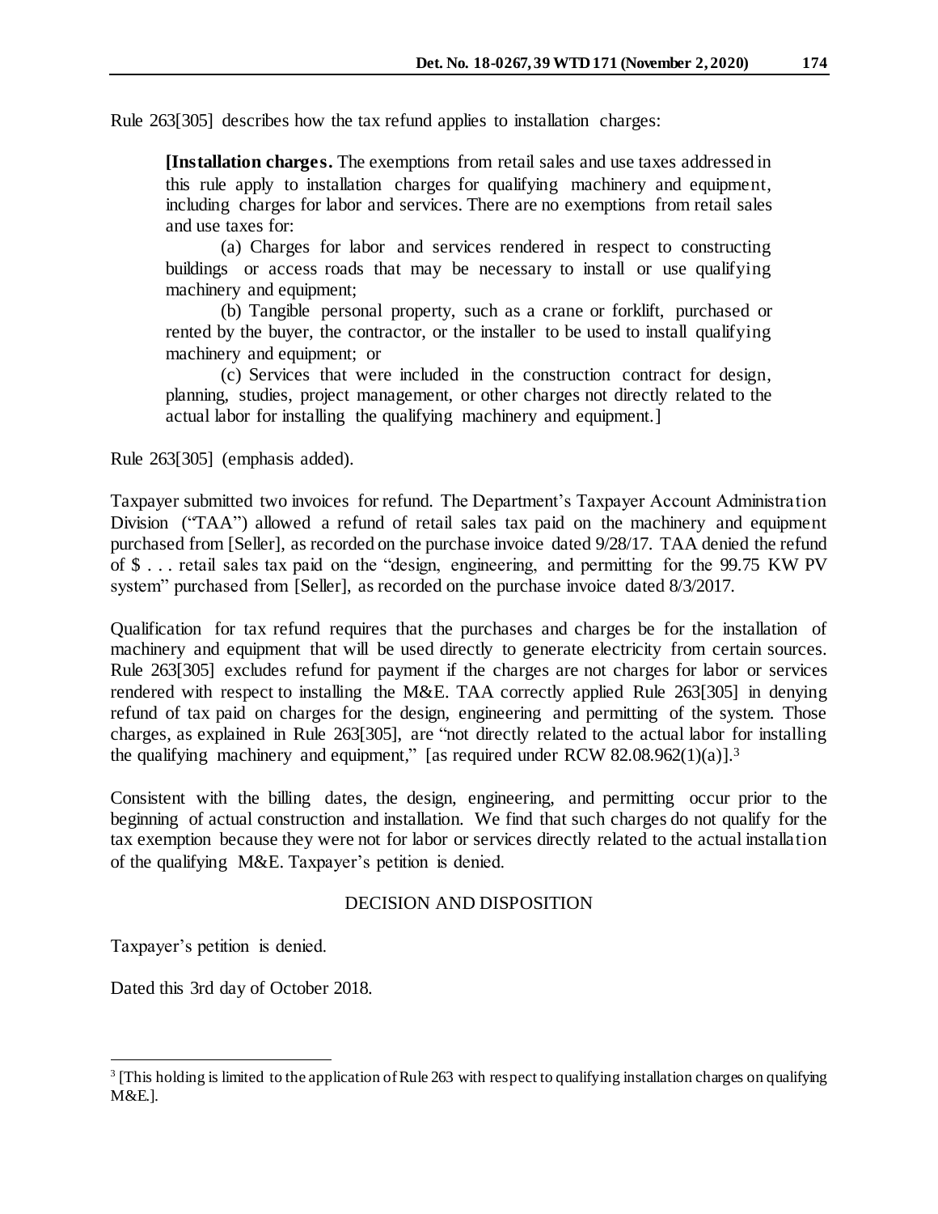Rule 263[305] describes how the tax refund applies to installation charges:

> **[Installation charges.** The exemptions from retail sales and use taxes addressed in this rule apply to installation charges for qualifying machinery and equipment, including charges for labor and services. There are no exemptions from retail sales and use taxes for:
>
> (a) Charges for labor and services rendered in respect to constructing buildings or access roads that may be necessary to install or use qualifying machinery and equipment;
>
> (b) Tangible personal property, such as a crane or forklift, purchased or rented by the buyer, the contractor, or the installer to be used to install qualifying machinery and equipment; or
>
> (c) Services that were included in the construction contract for design, planning, studies, project management, or other charges not directly related to the actual labor for installing the qualifying machinery and equipment.]

Rule 263[305] (emphasis added).

Taxpayer submitted two invoices for refund. The Department's Taxpayer Account Administration Division ("TAA") allowed a refund of retail sales tax paid on the machinery and equipment purchased from [Seller], as recorded on the purchase invoice dated 9/28/17. TAA denied the refund of $ . . . retail sales tax paid on the "design, engineering, and permitting for the 99.75 KW PV system" purchased from [Seller], as recorded on the purchase invoice dated 8/3/2017.

Qualification for tax refund requires that the purchases and charges be for the installation of machinery and equipment that will be used directly to generate electricity from certain sources. Rule 263[305] excludes refund for payment if the charges are not charges for labor or services rendered with respect to installing the M&E. TAA correctly applied Rule 263[305] in denying refund of tax paid on charges for the design, engineering and permitting of the system. Those charges, as explained in Rule 263[305], are "not directly related to the actual labor for installing the qualifying machinery and equipment," [as required under RCW 82.08.962(1)(a)].[3]

Consistent with the billing dates, the design, engineering, and permitting occur prior to the beginning of actual construction and installation. We find that such charges do not qualify for the tax exemption because they were not for labor or services directly related to the actual installation of the qualifying M&E. Taxpayer's petition is denied.

## DECISION AND DISPOSITION

Taxpayer's petition is denied.

Dated this 3rd day of October 2018.

---

[3] [This holding is limited to the application of Rule 263 with respect to qualifying installation charges on qualifying M&E.].